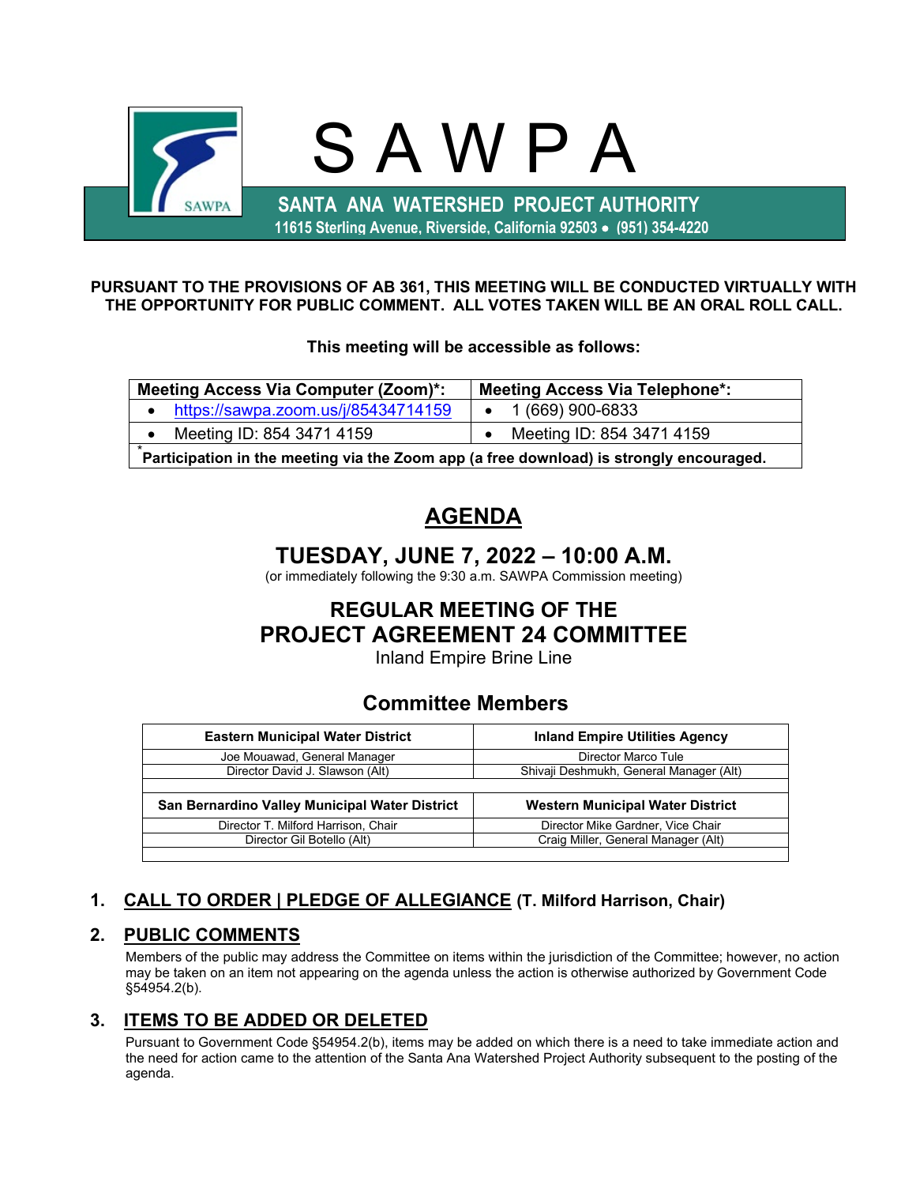# S A W P A

**SANTA ANA WATERSHED PROJECT AUTHORITY**
**11615 Sterling Avenue, Riverside, California 92503 • (951) 354-4220**

**PURSUANT TO THE PROVISIONS OF AB 361, THIS MEETING WILL BE CONDUCTED VIRTUALLY WITH THE OPPORTUNITY FOR PUBLIC COMMENT. ALL VOTES TAKEN WILL BE AN ORAL ROLL CALL.**

**This meeting will be accessible as follows:**

| Meeting Access Via Computer (Zoom)*: | Meeting Access Via Telephone*: |
|---|---|
| • https://sawpa.zoom.us/j/85434714159 | • 1 (669) 900-6833 |
| • Meeting ID: 854 3471 4159 | • Meeting ID: 854 3471 4159 |
| *Participation in the meeting via the Zoom app (a free download) is strongly encouraged. | |

## AGENDA

## TUESDAY, JUNE 7, 2022 – 10:00 A.M.

(or immediately following the 9:30 a.m. SAWPA Commission meeting)

## REGULAR MEETING OF THE PROJECT AGREEMENT 24 COMMITTEE

Inland Empire Brine Line

### Committee Members

| Eastern Municipal Water District | Inland Empire Utilities Agency |
|---|---|
| Joe Mouawad, General Manager | Director Marco Tule |
| Director David J. Slawson (Alt) | Shivaji Deshmukh, General Manager (Alt) |
| **San Bernardino Valley Municipal Water District** | **Western Municipal Water District** |
| Director T. Milford Harrison, Chair | Director Mike Gardner, Vice Chair |
| Director Gil Botello (Alt) | Craig Miller, General Manager (Alt) |

1. **CALL TO ORDER | PLEDGE OF ALLEGIANCE (T. Milford Harrison, Chair)**

2. **PUBLIC COMMENTS**

   Members of the public may address the Committee on items within the jurisdiction of the Committee; however, no action may be taken on an item not appearing on the agenda unless the action is otherwise authorized by Government Code §54954.2(b).

3. **ITEMS TO BE ADDED OR DELETED**

   Pursuant to Government Code §54954.2(b), items may be added on which there is a need to take immediate action and the need for action came to the attention of the Santa Ana Watershed Project Authority subsequent to the posting of the agenda.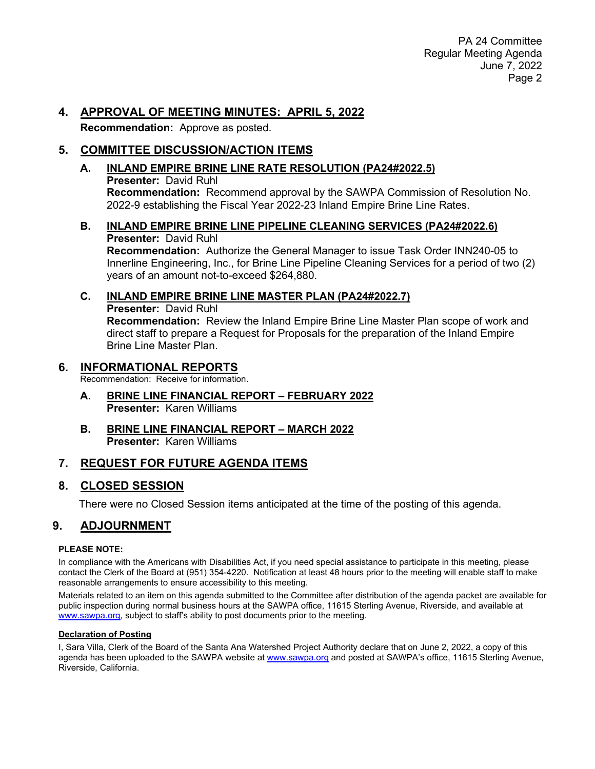## 4. APPROVAL OF MEETING MINUTES: APRIL 5, 2022

**Recommendation:** Approve as posted.

## 5. COMMITTEE DISCUSSION/ACTION ITEMS

### A. INLAND EMPIRE BRINE LINE RATE RESOLUTION (PA24#2022.5)

**Presenter:** David Ruhl

**Recommendation:** Recommend approval by the SAWPA Commission of Resolution No. 2022-9 establishing the Fiscal Year 2022-23 Inland Empire Brine Line Rates.

### B. INLAND EMPIRE BRINE LINE PIPELINE CLEANING SERVICES (PA24#2022.6)

**Presenter:** David Ruhl

**Recommendation:** Authorize the General Manager to issue Task Order INN240-05 to Innerline Engineering, Inc., for Brine Line Pipeline Cleaning Services for a period of two (2) years of an amount not-to-exceed $264,880.

### C. INLAND EMPIRE BRINE LINE MASTER PLAN (PA24#2022.7)

**Presenter:** David Ruhl

**Recommendation:** Review the Inland Empire Brine Line Master Plan scope of work and direct staff to prepare a Request for Proposals for the preparation of the Inland Empire Brine Line Master Plan.

## 6. INFORMATIONAL REPORTS

Recommendation: Receive for information.

### A. BRINE LINE FINANCIAL REPORT – FEBRUARY 2022

**Presenter:** Karen Williams

### B. BRINE LINE FINANCIAL REPORT – MARCH 2022

**Presenter:** Karen Williams

## 7. REQUEST FOR FUTURE AGENDA ITEMS

## 8. CLOSED SESSION

There were no Closed Session items anticipated at the time of the posting of this agenda.

## 9. ADJOURNMENT

**PLEASE NOTE:**

In compliance with the Americans with Disabilities Act, if you need special assistance to participate in this meeting, please contact the Clerk of the Board at (951) 354-4220. Notification at least 48 hours prior to the meeting will enable staff to make reasonable arrangements to ensure accessibility to this meeting.

Materials related to an item on this agenda submitted to the Committee after distribution of the agenda packet are available for public inspection during normal business hours at the SAWPA office, 11615 Sterling Avenue, Riverside, and available at www.sawpa.org, subject to staff's ability to post documents prior to the meeting.

**Declaration of Posting**

I, Sara Villa, Clerk of the Board of the Santa Ana Watershed Project Authority declare that on June 2, 2022, a copy of this agenda has been uploaded to the SAWPA website at www.sawpa.org and posted at SAWPA's office, 11615 Sterling Avenue, Riverside, California.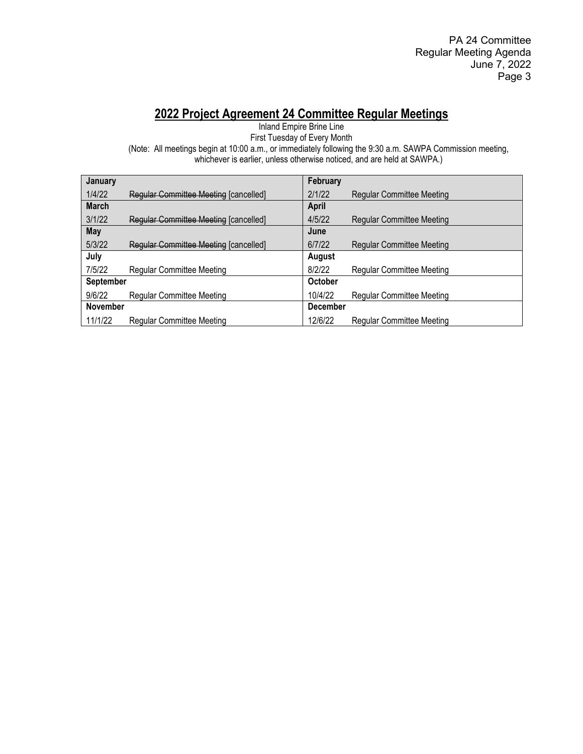## 2022 Project Agreement 24 Committee Regular Meetings

Inland Empire Brine Line
First Tuesday of Every Month
(Note: All meetings begin at 10:00 a.m., or immediately following the 9:30 a.m. SAWPA Commission meeting, whichever is earlier, unless otherwise noticed, and are held at SAWPA.)

| | | | |
|---|---|---|---|
| **January** | | **February** | |
| 1/4/22 | ~~Regular Committee Meeting~~ [cancelled] | 2/1/22 | Regular Committee Meeting |
| **March** | | **April** | |
| 3/1/22 | ~~Regular Committee Meeting~~ [cancelled] | 4/5/22 | Regular Committee Meeting |
| **May** | | **June** | |
| 5/3/22 | ~~Regular Committee Meeting~~ [cancelled] | 6/7/22 | Regular Committee Meeting |
| **July** | | **August** | |
| 7/5/22 | Regular Committee Meeting | 8/2/22 | Regular Committee Meeting |
| **September** | | **October** | |
| 9/6/22 | Regular Committee Meeting | 10/4/22 | Regular Committee Meeting |
| **November** | | **December** | |
| 11/1/22 | Regular Committee Meeting | 12/6/22 | Regular Committee Meeting |